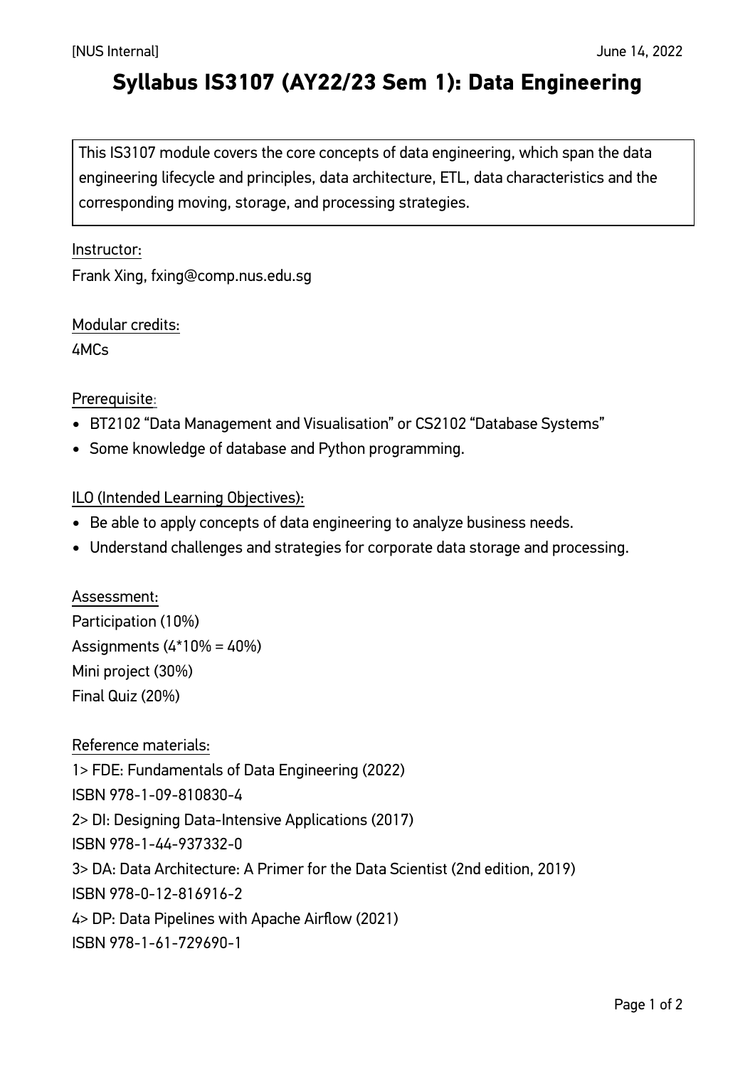[NUS Internal] June 14, 2022

# Syllabus IS3107 (AY22/23 Sem 1): Data Engineering

This IS3107 module covers the core concepts of data engineering, which span the data engineering lifecycle and principles, data architecture, ETL, data characteristics and the corresponding moving, storage, and processing strategies.

Instructor:

Frank Xing, fxing@comp.nus.edu.sg

Modular credits:

4MCs

Prerequisite:

- BT2102 "Data Management and Visualisation" or CS2102 "Database Systems"
- Some knowledge of database and Python programming.

ILO (Intended Learning Objectives):

- Be able to apply concepts of data engineering to analyze business needs.
- Understand challenges and strategies for corporate data storage and processing.

Assessment:

Participation (10%)

Assignments (4*10% = 40%)

Mini project (30%)

Final Quiz (20%)

Reference materials:

1> FDE: Fundamentals of Data Engineering (2022)
ISBN 978-1-09-810830-4

2> DI: Designing Data-Intensive Applications (2017)
ISBN 978-1-44-937332-0

3> DA: Data Architecture: A Primer for the Data Scientist (2nd edition, 2019)
ISBN 978-0-12-816916-2

4> DP: Data Pipelines with Apache Airflow (2021)
ISBN 978-1-61-729690-1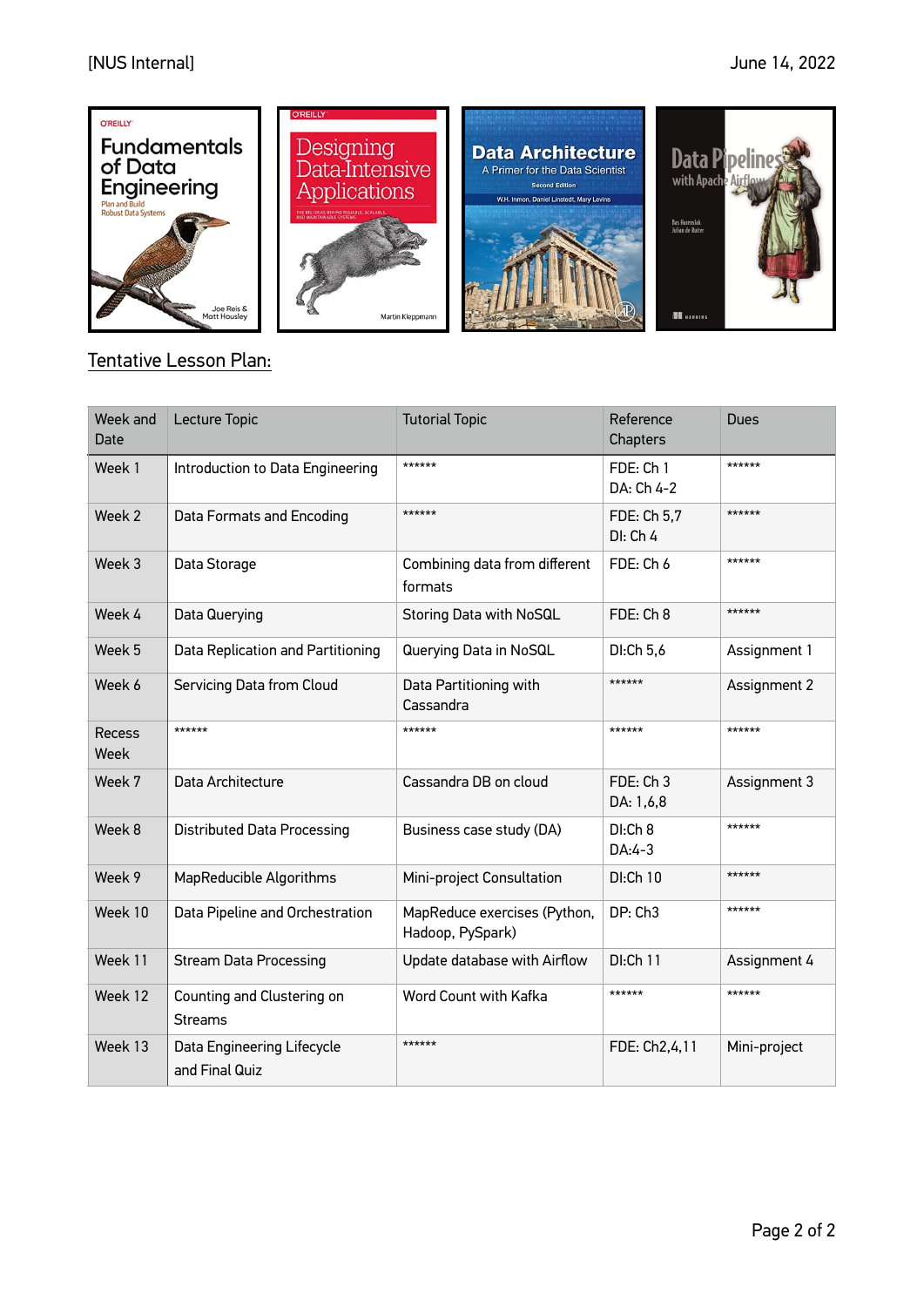## Tentative Lesson Plan:

| Week and Date | Lecture Topic | Tutorial Topic | Reference Chapters | Dues |
|---|---|---|---|---|
| Week 1 | Introduction to Data Engineering | ****** | FDE: Ch 1<br>DA: Ch 4-2 | ****** |
| Week 2 | Data Formats and Encoding | ****** | FDE: Ch 5,7<br>DI: Ch 4 | ****** |
| Week 3 | Data Storage | Combining data from different formats | FDE: Ch 6 | ****** |
| Week 4 | Data Querying | Storing Data with NoSQL | FDE: Ch 8 | ****** |
| Week 5 | Data Replication and Partitioning | Querying Data in NoSQL | DI:Ch 5,6 | Assignment 1 |
| Week 6 | Servicing Data from Cloud | Data Partitioning with Cassandra | ****** | Assignment 2 |
| Recess Week | ****** | ****** | ****** | ****** |
| Week 7 | Data Architecture | Cassandra DB on cloud | FDE: Ch 3<br>DA: 1,6,8 | Assignment 3 |
| Week 8 | Distributed Data Processing | Business case study (DA) | DI:Ch 8<br>DA:4-3 | ****** |
| Week 9 | MapReducible Algorithms | Mini-project Consultation | DI:Ch 10 | ****** |
| Week 10 | Data Pipeline and Orchestration | MapReduce exercises (Python, Hadoop, PySpark) | DP: Ch3 | ****** |
| Week 11 | Stream Data Processing | Update database with Airflow | DI:Ch 11 | Assignment 4 |
| Week 12 | Counting and Clustering on Streams | Word Count with Kafka | ****** | ****** |
| Week 13 | Data Engineering Lifecycle and Final Quiz | ****** | FDE: Ch2,4,11 | Mini-project |